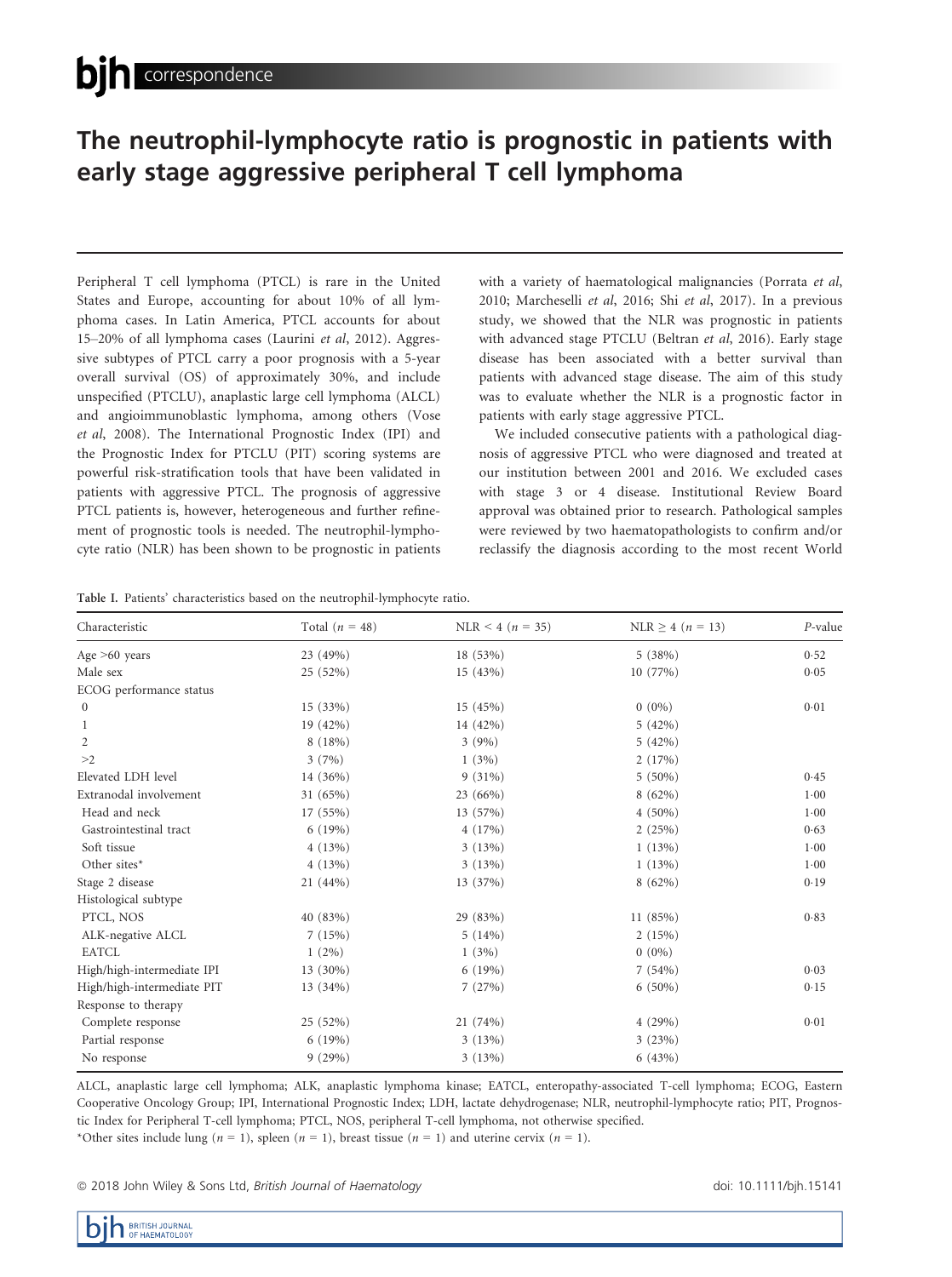# The neutrophil-lymphocyte ratio is prognostic in patients with early stage aggressive peripheral T cell lymphoma

Peripheral T cell lymphoma (PTCL) is rare in the United States and Europe, accounting for about 10% of all lymphoma cases. In Latin America, PTCL accounts for about 15–20% of all lymphoma cases (Laurini *et al*, 2012). Aggressive subtypes of PTCL carry a poor prognosis with a 5-year overall survival (OS) of approximately 30%, and include unspecified (PTCLU), anaplastic large cell lymphoma (ALCL) and angioimmunoblastic lymphoma, among others (Vose *et al*, 2008). The International Prognostic Index (IPI) and the Prognostic Index for PTCLU (PIT) scoring systems are powerful risk-stratification tools that have been validated in patients with aggressive PTCL. The prognosis of aggressive PTCL patients is, however, heterogeneous and further refinement of prognostic tools is needed. The neutrophil-lymphocyte ratio (NLR) has been shown to be prognostic in patients with a variety of haematological malignancies (Porrata *et al*, 2010; Marcheselli *et al*, 2016; Shi *et al*, 2017). In a previous study, we showed that the NLR was prognostic in patients with advanced stage PTCLU (Beltran *et al*, 2016). Early stage disease has been associated with a better survival than patients with advanced stage disease. The aim of this study was to evaluate whether the NLR is a prognostic factor in patients with early stage aggressive PTCL.

We included consecutive patients with a pathological diagnosis of aggressive PTCL who were diagnosed and treated at our institution between 2001 and 2016. We excluded cases with stage 3 or 4 disease. Institutional Review Board approval was obtained prior to research. Pathological samples were reviewed by two haematopathologists to confirm and/or reclassify the diagnosis according to the most recent World

Table I. Patients' characteristics based on the neutrophil-lymphocyte ratio.

| Characteristic | Total ($n$ = 48) | NLR < 4 ($n$ = 35) | NLR ≥ 4 ($n$ = 13) | $P$-value |
|---|---|---|---|---|
| Age >60 years | 23 (49%) | 18 (53%) | 5 (38%) | 0·52 |
| Male sex | 25 (52%) | 15 (43%) | 10 (77%) | 0·05 |
| ECOG performance status | | | | |
| 0 | 15 (33%) | 15 (45%) | 0 (0%) | 0·01 |
| 1 | 19 (42%) | 14 (42%) | 5 (42%) | |
| 2 | 8 (18%) | 3 (9%) | 5 (42%) | |
| >2 | 3 (7%) | 1 (3%) | 2 (17%) | |
| Elevated LDH level | 14 (36%) | 9 (31%) | 5 (50%) | 0·45 |
| Extranodal involvement | 31 (65%) | 23 (66%) | 8 (62%) | 1·00 |
| Head and neck | 17 (55%) | 13 (57%) | 4 (50%) | 1·00 |
| Gastrointestinal tract | 6 (19%) | 4 (17%) | 2 (25%) | 0·63 |
| Soft tissue | 4 (13%) | 3 (13%) | 1 (13%) | 1·00 |
| Other sites* | 4 (13%) | 3 (13%) | 1 (13%) | 1·00 |
| Stage 2 disease | 21 (44%) | 13 (37%) | 8 (62%) | 0·19 |
| Histological subtype | | | | |
| PTCL, NOS | 40 (83%) | 29 (83%) | 11 (85%) | 0·83 |
| ALK-negative ALCL | 7 (15%) | 5 (14%) | 2 (15%) | |
| EATCL | 1 (2%) | 1 (3%) | 0 (0%) | |
| High/high-intermediate IPI | 13 (30%) | 6 (19%) | 7 (54%) | 0·03 |
| High/high-intermediate PIT | 13 (34%) | 7 (27%) | 6 (50%) | 0·15 |
| Response to therapy | | | | |
| Complete response | 25 (52%) | 21 (74%) | 4 (29%) | 0·01 |
| Partial response | 6 (19%) | 3 (13%) | 3 (23%) | |
| No response | 9 (29%) | 3 (13%) | 6 (43%) | |

ALCL, anaplastic large cell lymphoma; ALK, anaplastic lymphoma kinase; EATCL, enteropathy-associated T-cell lymphoma; ECOG, Eastern Cooperative Oncology Group; IPI, International Prognostic Index; LDH, lactate dehydrogenase; NLR, neutrophil-lymphocyte ratio; PIT, Prognostic Index for Peripheral T-cell lymphoma; PTCL, NOS, peripheral T-cell lymphoma, not otherwise specified.

*Other sites include lung ($n$ = 1), spleen ($n$ = 1), breast tissue ($n$ = 1) and uterine cervix ($n$ = 1).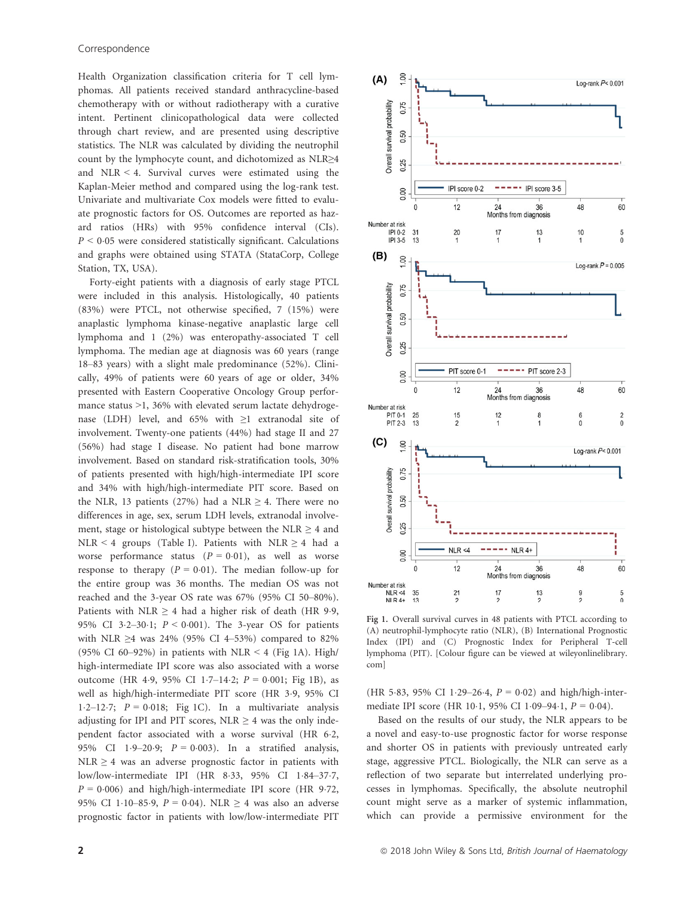Health Organization classification criteria for T cell lymphomas. All patients received standard anthracycline-based chemotherapy with or without radiotherapy with a curative intent. Pertinent clinicopathological data were collected through chart review, and are presented using descriptive statistics. The NLR was calculated by dividing the neutrophil count by the lymphocyte count, and dichotomized as NLR≥4 and NLR < 4. Survival curves were estimated using the Kaplan-Meier method and compared using the log-rank test. Univariate and multivariate Cox models were fitted to evaluate prognostic factors for OS. Outcomes are reported as hazard ratios (HRs) with 95% confidence interval (CIs). $P < 0{\cdot}05$ were considered statistically significant. Calculations and graphs were obtained using STATA (StataCorp, College Station, TX, USA).

Forty-eight patients with a diagnosis of early stage PTCL were included in this analysis. Histologically, 40 patients (83%) were PTCL, not otherwise specified, 7 (15%) were anaplastic lymphoma kinase-negative anaplastic large cell lymphoma and 1 (2%) was enteropathy-associated T cell lymphoma. The median age at diagnosis was 60 years (range 18–83 years) with a slight male predominance (52%). Clinically, 49% of patients were 60 years of age or older, 34% presented with Eastern Cooperative Oncology Group performance status >1, 36% with elevated serum lactate dehydrogenase (LDH) level, and 65% with ≥1 extranodal site of involvement. Twenty-one patients (44%) had stage II and 27 (56%) had stage I disease. No patient had bone marrow involvement. Based on standard risk-stratification tools, 30% of patients presented with high/high-intermediate IPI score and 34% with high/high-intermediate PIT score. Based on the NLR, 13 patients (27%) had a NLR ≥ 4. There were no differences in age, sex, serum LDH levels, extranodal involvement, stage or histological subtype between the NLR ≥ 4 and NLR < 4 groups (Table I). Patients with NLR ≥ 4 had a worse performance status ($P = 0{\cdot}01$), as well as worse response to therapy ($P = 0{\cdot}01$). The median follow-up for the entire group was 36 months. The median OS was not reached and the 3-year OS rate was 67% (95% CI 50–80%). Patients with NLR ≥ 4 had a higher risk of death (HR 9·9, 95% CI 3·2–30·1; $P < 0{\cdot}001$). The 3-year OS for patients with NLR ≥4 was 24% (95% CI 4–53%) compared to 82% (95% CI 60–92%) in patients with NLR < 4 (Fig 1A). High/high-intermediate IPI score was also associated with a worse outcome (HR 4·9, 95% CI 1·7–14·2; $P = 0{\cdot}001$; Fig 1B), as well as high/high-intermediate PIT score (HR 3·9, 95% CI 1·2–12·7; $P = 0{\cdot}018$; Fig 1C). In a multivariate analysis adjusting for IPI and PIT scores, NLR ≥ 4 was the only independent factor associated with a worse survival (HR 6·2, 95% CI 1·9–20·9; $P = 0{\cdot}003$). In a stratified analysis, NLR ≥ 4 was an adverse prognostic factor in patients with low/low-intermediate IPI (HR 8·33, 95% CI 1·84–37·7, $P = 0{\cdot}006$) and high/high-intermediate IPI score (HR 9·72, 95% CI 1·10–85·9, $P = 0{\cdot}04$). NLR ≥ 4 was also an adverse prognostic factor in patients with low/low-intermediate PIT (HR 5·83, 95% CI 1·29–26·4, $P = 0{\cdot}02$) and high/high-intermediate IPI score (HR 10·1, 95% CI 1·09–94·1, $P = 0{\cdot}04$).

Fig 1. Overall survival curves in 48 patients with PTCL according to (A) neutrophil-lymphocyte ratio (NLR), (B) International Prognostic Index (IPI) and (C) Prognostic Index for Peripheral T-cell lymphoma (PIT). [Colour figure can be viewed at wileyonlinelibrary.com]

Based on the results of our study, the NLR appears to be a novel and easy-to-use prognostic factor for worse response and shorter OS in patients with previously untreated early stage, aggressive PTCL. Biologically, the NLR can serve as a reflection of two separate but interrelated underlying processes in lymphomas. Specifically, the absolute neutrophil count might serve as a marker of systemic inflammation, which can provide a permissive environment for the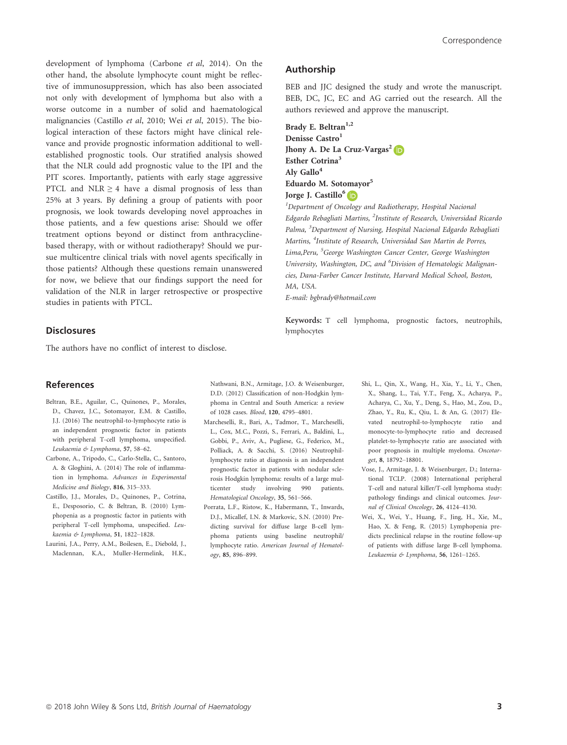development of lymphoma (Carbone *et al*, 2014). On the other hand, the absolute lymphocyte count might be reflective of immunosuppression, which has also been associated not only with development of lymphoma but also with a worse outcome in a number of solid and haematological malignancies (Castillo *et al*, 2010; Wei *et al*, 2015). The biological interaction of these factors might have clinical relevance and provide prognostic information additional to well-established prognostic tools. Our stratified analysis showed that the NLR could add prognostic value to the IPI and the PIT scores. Importantly, patients with early stage aggressive PTCL and NLR $\geq 4$ have a dismal prognosis of less than 25% at 3 years. By defining a group of patients with poor prognosis, we look towards developing novel approaches in those patients, and a few questions arise: Should we offer treatment options beyond or distinct from anthracycline-based therapy, with or without radiotherapy? Should we pursue multicentre clinical trials with novel agents specifically in those patients? Although these questions remain unanswered for now, we believe that our findings support the need for validation of the NLR in larger retrospective or prospective studies in patients with PTCL.

## Disclosures

The authors have no conflict of interest to disclose.

## Authorship

BEB and JJC designed the study and wrote the manuscript. BEB, DC, JC, EC and AG carried out the research. All the authors reviewed and approve the manuscript.

**Brady E. Beltran**[1,2]
**Denisse Castro**[1]
**Jhony A. De La Cruz-Vargas**[2]
**Esther Cotrina**[3]
**Aly Gallo**[4]
**Eduardo M. Sotomayor**[5]
**Jorge J. Castillo**[6]

*[1]Department of Oncology and Radiotherapy, Hospital Nacional Edgardo Rebagliati Martins, [2]Institute of Research, Universidad Ricardo Palma, [3]Department of Nursing, Hospital Nacional Edgardo Rebagliati Martins, [4]Institute of Research, Universidad San Martin de Porres, Lima,Peru, [5]George Washington Cancer Center, George Washington University, Washington, DC, and [6]Division of Hematologic Malignancies, Dana-Farber Cancer Institute, Harvard Medical School, Boston, MA, USA.*
*E-mail: bgbrady@hotmail.com*

**Keywords:** T cell lymphoma, prognostic factors, neutrophils, lymphocytes

## References

Beltran, B.E., Aguilar, C., Quinones, P., Morales, D., Chavez, J.C., Sotomayor, E.M. & Castillo, J.J. (2016) The neutrophil-to-lymphocyte ratio is an independent prognostic factor in patients with peripheral T-cell lymphoma, unspecified. *Leukaemia & Lymphoma*, **57**, 58–62.

Carbone, A., Tripodo, C., Carlo-Stella, C., Santoro, A. & Gloghini, A. (2014) The role of inflammation in lymphoma. *Advances in Experimental Medicine and Biology*, **816**, 315–333.

Castillo, J.J., Morales, D., Quinones, P., Cotrina, E., Desposorio, C. & Beltran, B. (2010) Lymphopenia as a prognostic factor in patients with peripheral T-cell lymphoma, unspecified. *Leukaemia & Lymphoma*, **51**, 1822–1828.

Laurini, J.A., Perry, A.M., Boilesen, E., Diebold, J., Maclennan, K.A., Muller-Hermelink, H.K., Nathwani, B.N., Armitage, J.O. & Weisenburger, D.D. (2012) Classification of non-Hodgkin lymphoma in Central and South America: a review of 1028 cases. *Blood*, **120**, 4795–4801.

Marcheselli, R., Bari, A., Tadmor, T., Marcheselli, L., Cox, M.C., Pozzi, S., Ferrari, A., Baldini, L., Gobbi, P., Aviv, A., Pugliese, G., Federico, M., Polliack, A. & Sacchi, S. (2016) Neutrophil-lymphocyte ratio at diagnosis is an independent prognostic factor in patients with nodular sclerosis Hodgkin lymphoma: results of a large multicenter study involving 990 patients. *Hematological Oncology*, **35**, 561–566.

Porrata, L.F., Ristow, K., Habermann, T., Inwards, D.J., Micallef, I.N. & Markovic, S.N. (2010) Predicting survival for diffuse large B-cell lymphoma patients using baseline neutrophil/lymphocyte ratio. *American Journal of Hematology*, **85**, 896–899.

Shi, L., Qin, X., Wang, H., Xia, Y., Li, Y., Chen, X., Shang, L., Tai, Y.T., Feng, X., Acharya, P., Acharya, C., Xu, Y., Deng, S., Hao, M., Zou, D., Zhao, Y., Ru, K., Qiu, L. & An, G. (2017) Elevated neutrophil-to-lymphocyte ratio and monocyte-to-lymphocyte ratio and decreased platelet-to-lymphocyte ratio are associated with poor prognosis in multiple myeloma. *Oncotarget*, **8**, 18792–18801.

Vose, J., Armitage, J. & Weisenburger, D.; International TCLP. (2008) International peripheral T-cell and natural killer/T-cell lymphoma study: pathology findings and clinical outcomes. *Journal of Clinical Oncology*, **26**, 4124–4130.

Wei, X., Wei, Y., Huang, F., Jing, H., Xie, M., Hao, X. & Feng, R. (2015) Lymphopenia predicts preclinical relapse in the routine follow-up of patients with diffuse large B-cell lymphoma. *Leukaemia & Lymphoma*, **56**, 1261–1265.